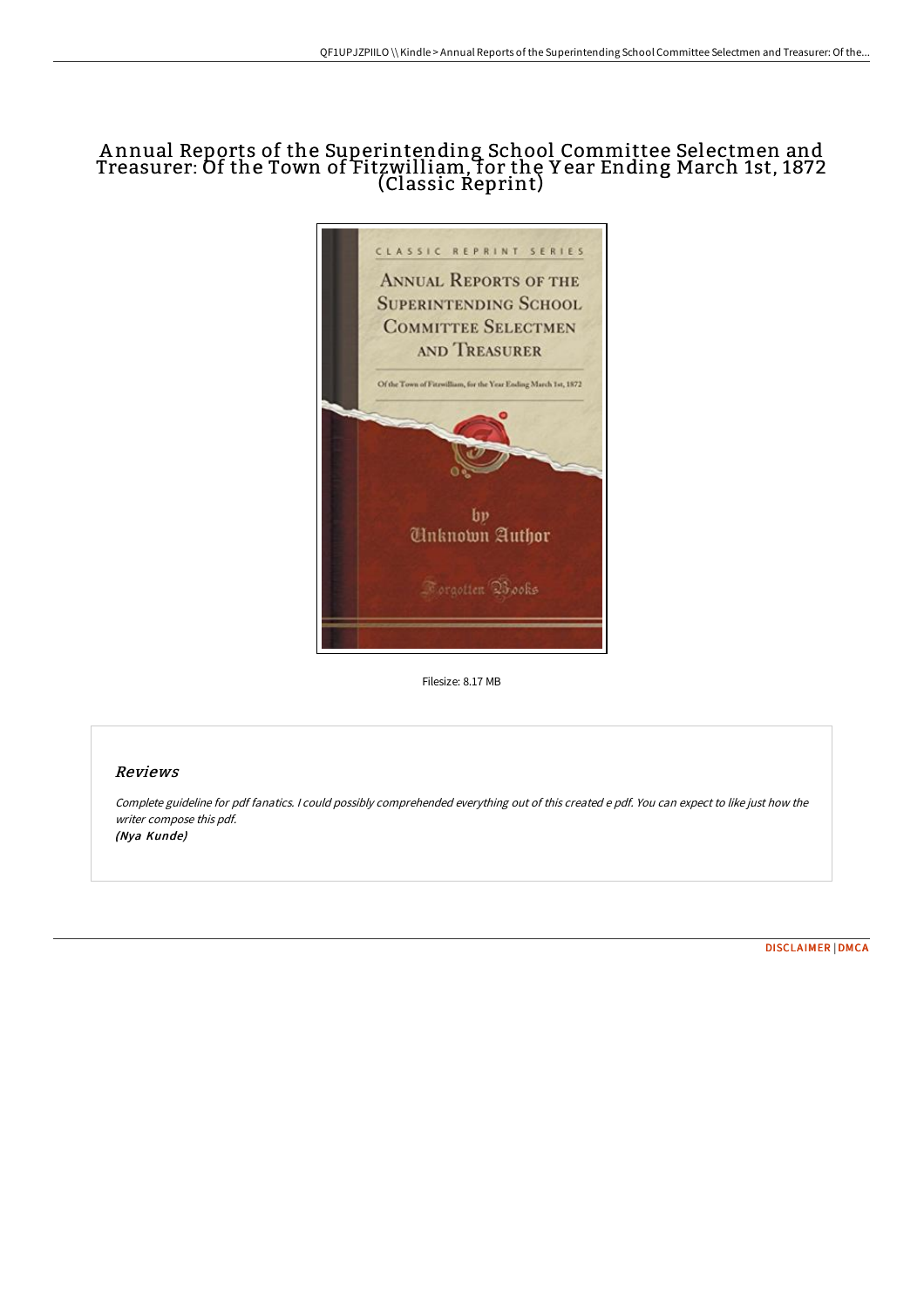# Annual Reports of the Superintending School Committee Selectmen and Treasurer: Of the Town of Fitzwilliam, for the Year Ending March 1st, 1872 (Classic Reprint)

Filesize: 8.17 MB

## Reviews

*Complete guideline for pdf fanatics. I could possibly comprehended everything out of this created e pdf. You can expect to like just how the writer compose this pdf.*
*(Nya Kunde)*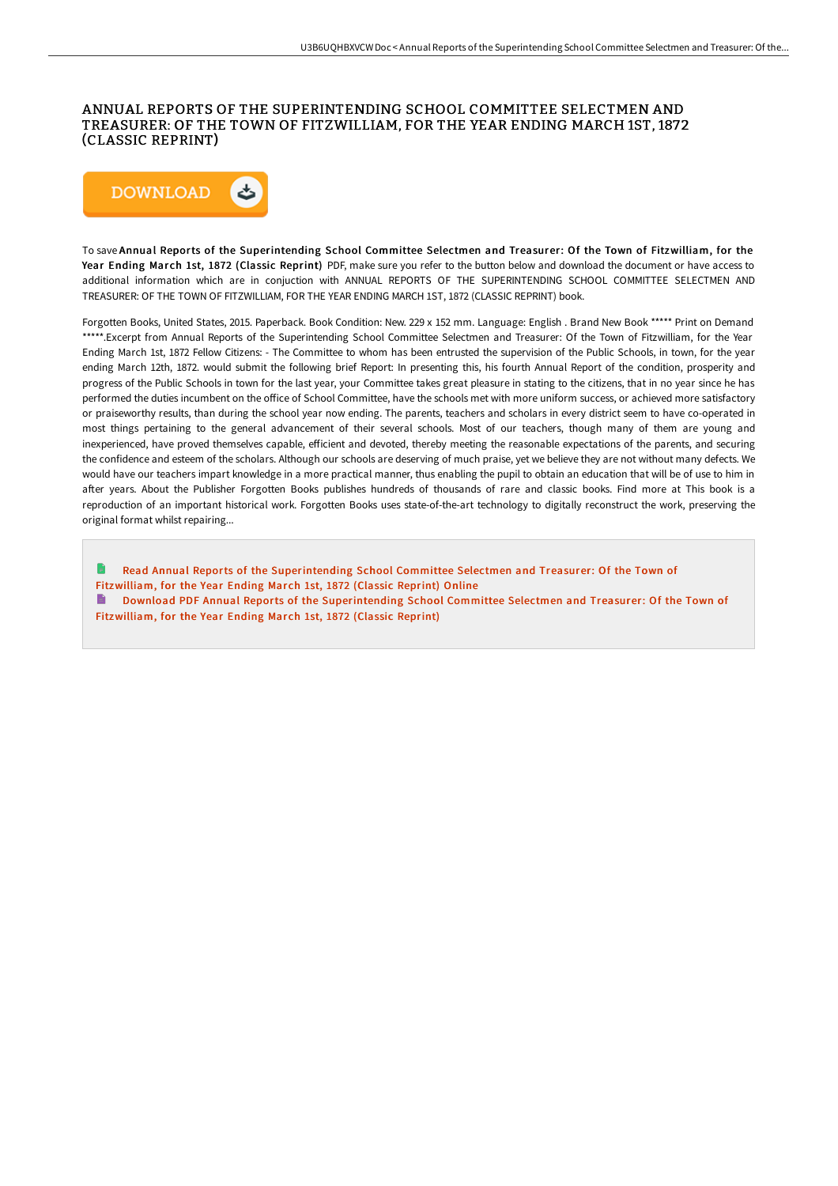# ANNUAL REPORTS OF THE SUPERINTENDING SCHOOL COMMITTEE SELECTMEN AND TREASURER: OF THE TOWN OF FITZWILLIAM, FOR THE YEAR ENDING MARCH 1ST, 1872 (CLASSIC REPRINT)

DOWNLOAD

To save **Annual Reports of the Superintending School Committee Selectmen and Treasurer: Of the Town of Fitzwilliam, for the Year Ending March 1st, 1872 (Classic Reprint)** PDF, make sure you refer to the button below and download the document or have access to additional information which are in conjuction with ANNUAL REPORTS OF THE SUPERINTENDING SCHOOL COMMITTEE SELECTMEN AND TREASURER: OF THE TOWN OF FITZWILLIAM, FOR THE YEAR ENDING MARCH 1ST, 1872 (CLASSIC REPRINT) book.

Forgotten Books, United States, 2015. Paperback. Book Condition: New. 229 x 152 mm. Language: English . Brand New Book ***** Print on Demand *****.Excerpt from Annual Reports of the Superintending School Committee Selectmen and Treasurer: Of the Town of Fitzwilliam, for the Year Ending March 1st, 1872 Fellow Citizens: - The Committee to whom has been entrusted the supervision of the Public Schools, in town, for the year ending March 12th, 1872. would submit the following brief Report: In presenting this, his fourth Annual Report of the condition, prosperity and progress of the Public Schools in town for the last year, your Committee takes great pleasure in stating to the citizens, that in no year since he has performed the duties incumbent on the office of School Committee, have the schools met with more uniform success, or achieved more satisfactory or praiseworthy results, than during the school year now ending. The parents, teachers and scholars in every district seem to have co-operated in most things pertaining to the general advancement of their several schools. Most of our teachers, though many of them are young and inexperienced, have proved themselves capable, efficient and devoted, thereby meeting the reasonable expectations of the parents, and securing the confidence and esteem of the scholars. Although our schools are deserving of much praise, yet we believe they are not without many defects. We would have our teachers impart knowledge in a more practical manner, thus enabling the pupil to obtain an education that will be of use to him in after years. About the Publisher Forgotten Books publishes hundreds of thousands of rare and classic books. Find more at This book is a reproduction of an important historical work. Forgotten Books uses state-of-the-art technology to digitally reconstruct the work, preserving the original format whilst repairing...

- Read Annual Reports of the Superintending School Committee Selectmen and Treasurer: Of the Town of Fitzwilliam, for the Year Ending March 1st, 1872 (Classic Reprint) Online
- Download PDF Annual Reports of the Superintending School Committee Selectmen and Treasurer: Of the Town of Fitzwilliam, for the Year Ending March 1st, 1872 (Classic Reprint)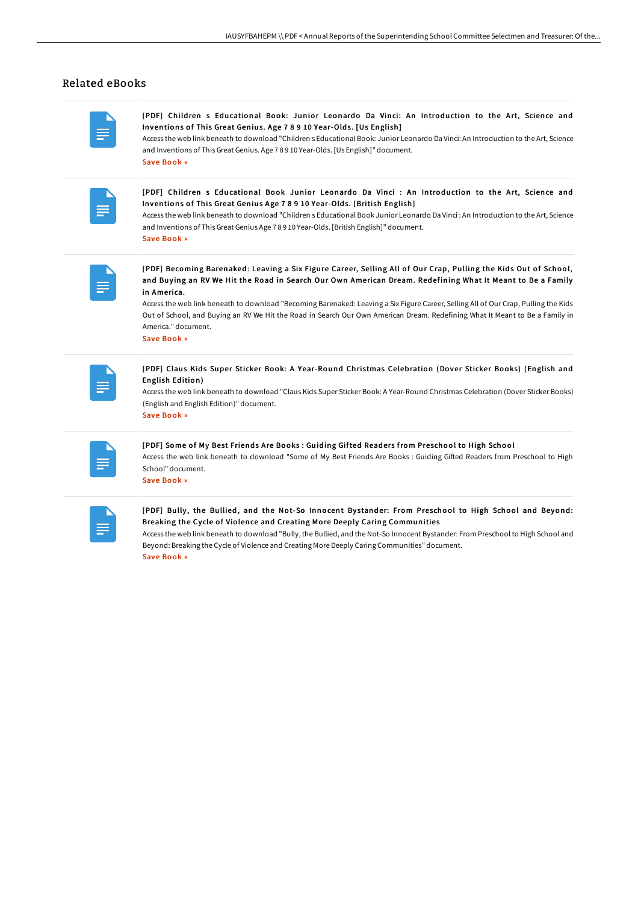## Related eBooks

[PDF] Children s Educational Book: Junior Leonardo Da Vinci: An Introduction to the Art, Science and Inventions of This Great Genius. Age 7 8 9 10 Year-Olds. [Us English]

Access the web link beneath to download "Children s Educational Book: Junior Leonardo Da Vinci: An Introduction to the Art, Science and Inventions of This Great Genius. Age 7 8 9 10 Year-Olds. [Us English]" document.

Save Book »

[PDF] Children s Educational Book Junior Leonardo Da Vinci : An Introduction to the Art, Science and Inventions of This Great Genius Age 7 8 9 10 Year-Olds. [British English]

Access the web link beneath to download "Children s Educational Book Junior Leonardo Da Vinci : An Introduction to the Art, Science and Inventions of This Great Genius Age 7 8 9 10 Year-Olds. [British English]" document.

Save Book »

[PDF] Becoming Barenaked: Leaving a Six Figure Career, Selling All of Our Crap, Pulling the Kids Out of School, and Buying an RV We Hit the Road in Search Our Own American Dream. Redefining What It Meant to Be a Family in America.

Access the web link beneath to download "Becoming Barenaked: Leaving a Six Figure Career, Selling All of Our Crap, Pulling the Kids Out of School, and Buying an RV We Hit the Road in Search Our Own American Dream. Redefining What It Meant to Be a Family in America." document.

Save Book »

[PDF] Claus Kids Super Sticker Book: A Year-Round Christmas Celebration (Dover Sticker Books) (English and English Edition)

Access the web link beneath to download "Claus Kids Super Sticker Book: A Year-Round Christmas Celebration (Dover Sticker Books) (English and English Edition)" document.

Save Book »

[PDF] Some of My Best Friends Are Books : Guiding Gifted Readers from Preschool to High School

Access the web link beneath to download "Some of My Best Friends Are Books : Guiding Gifted Readers from Preschool to High School" document.

Save Book »

[PDF] Bully, the Bullied, and the Not-So Innocent Bystander: From Preschool to High School and Beyond: Breaking the Cycle of Violence and Creating More Deeply Caring Communities

Access the web link beneath to download "Bully, the Bullied, and the Not-So Innocent Bystander: From Preschool to High School and Beyond: Breaking the Cycle of Violence and Creating More Deeply Caring Communities" document.

Save Book »